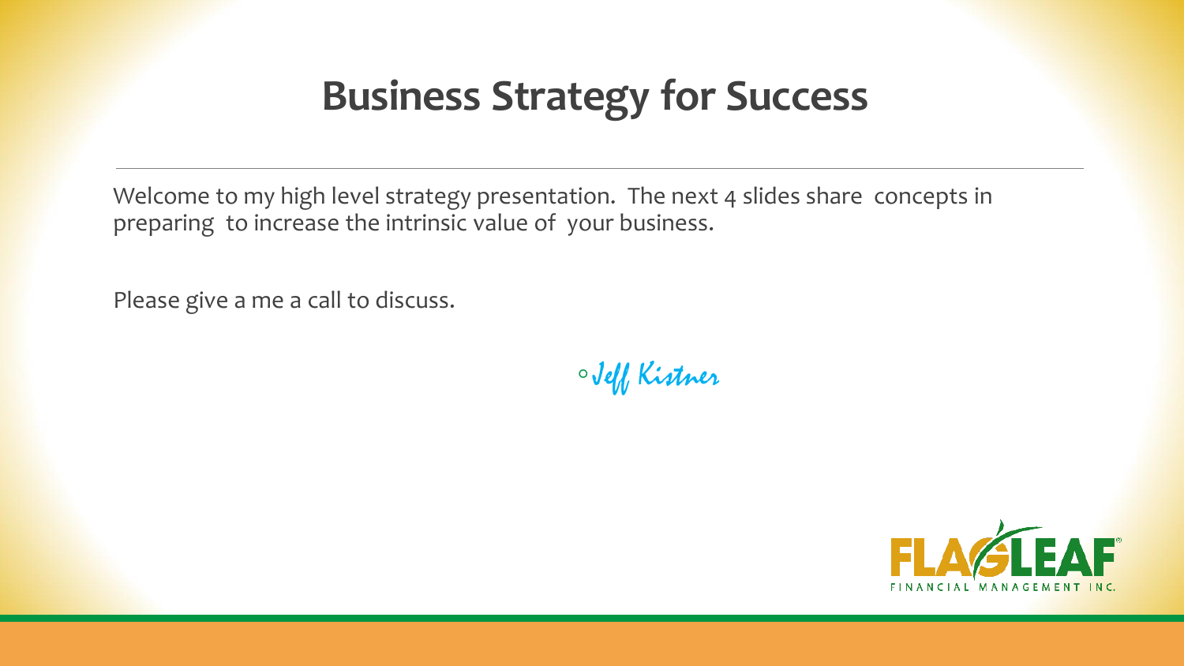# Business Strategy for Success

Welcome to my high level strategy presentation. The next 4 slides share concepts in preparing to increase the intrinsic value of your business.

Please give a me a call to discuss.

- *Jeff Kistner*

FLAGLEAF FINANCIAL MANAGEMENT INC.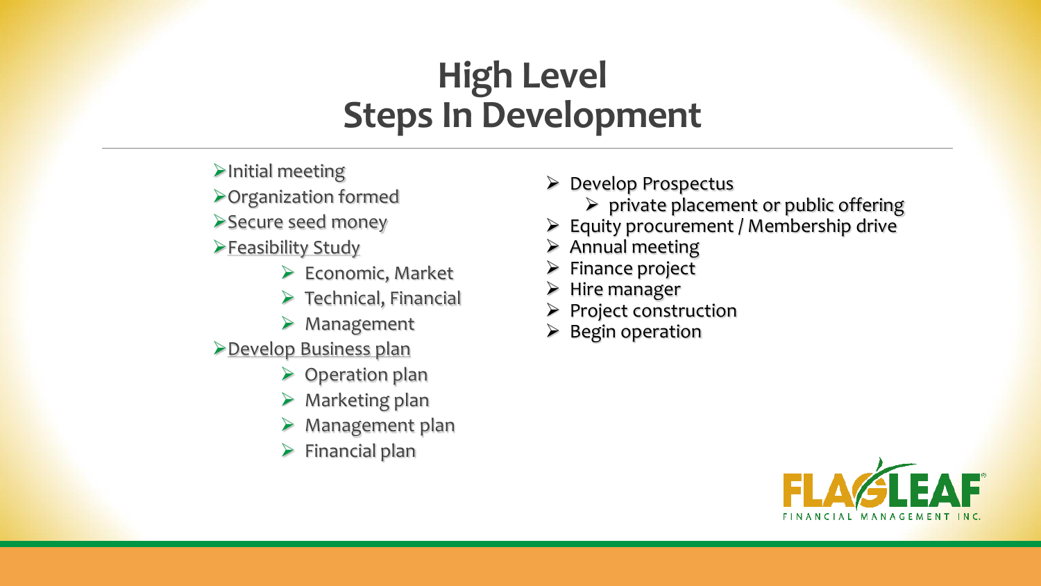# High Level Steps In Development

- Initial meeting
- Organization formed
- Secure seed money
- <u>Feasibility Study</u>
  - Economic, Market
  - Technical, Financial
  - Management
- <u>Develop Business plan</u>
  - Operation plan
  - Marketing plan
  - Management plan
  - Financial plan

- Develop Prospectus
  - private placement or public offering
- Equity procurement / Membership drive
- Annual meeting
- Finance project
- Hire manager
- Project construction
- Begin operation

FLAGLEAF FINANCIAL MANAGEMENT INC.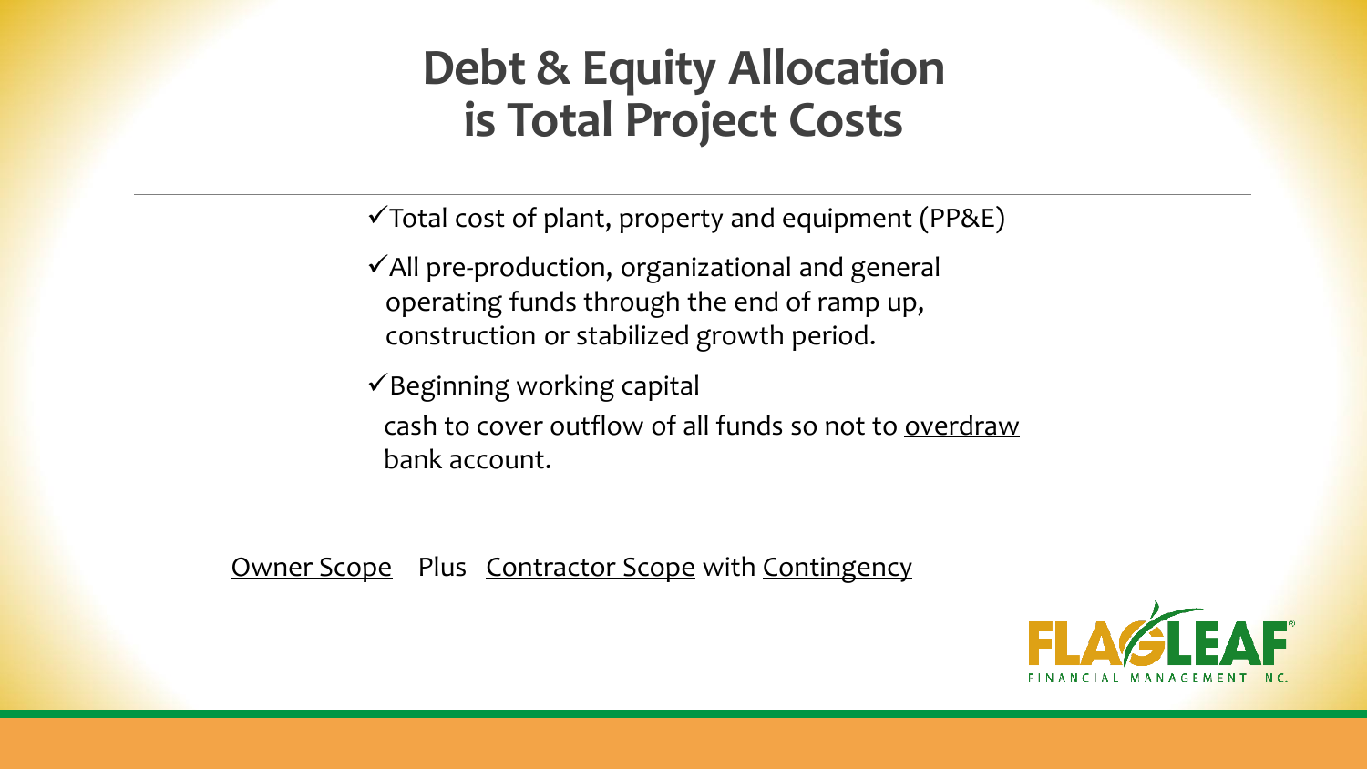# Debt & Equity Allocation is Total Project Costs

- ✓Total cost of plant, property and equipment (PP&E)
- ✓All pre-production, organizational and general operating funds through the end of ramp up, construction or stabilized growth period.
- ✓Beginning working capital
  cash to cover outflow of all funds so not to <u>overdraw</u> bank account.

<u>Owner Scope</u> Plus <u>Contractor Scope</u> with <u>Contingency</u>

FLAGLEAF FINANCIAL MANAGEMENT INC.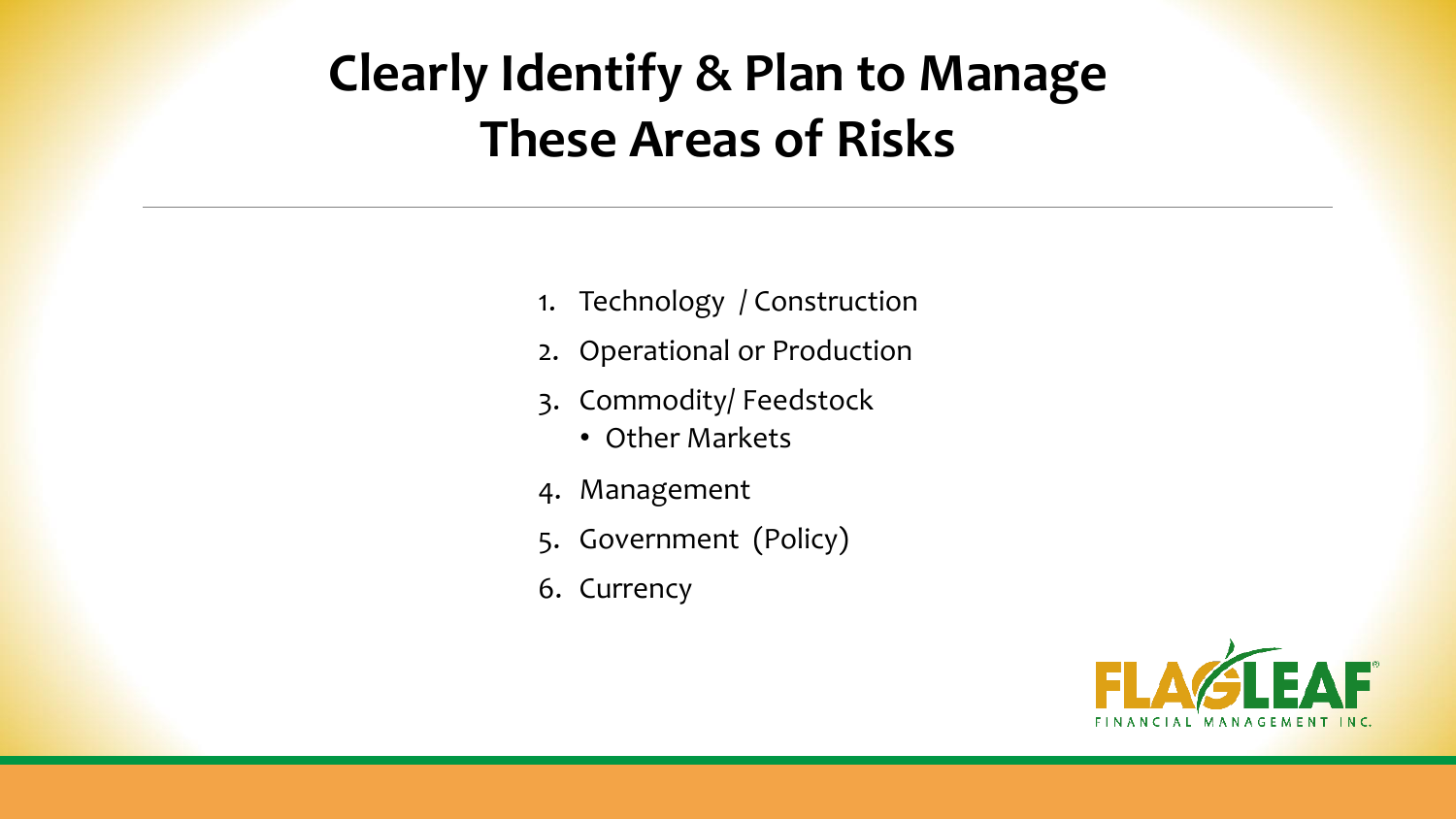# Clearly Identify & Plan to Manage These Areas of Risks

1. Technology / Construction
2. Operational or Production
3. Commodity/ Feedstock
   - Other Markets
4. Management
5. Government (Policy)
6. Currency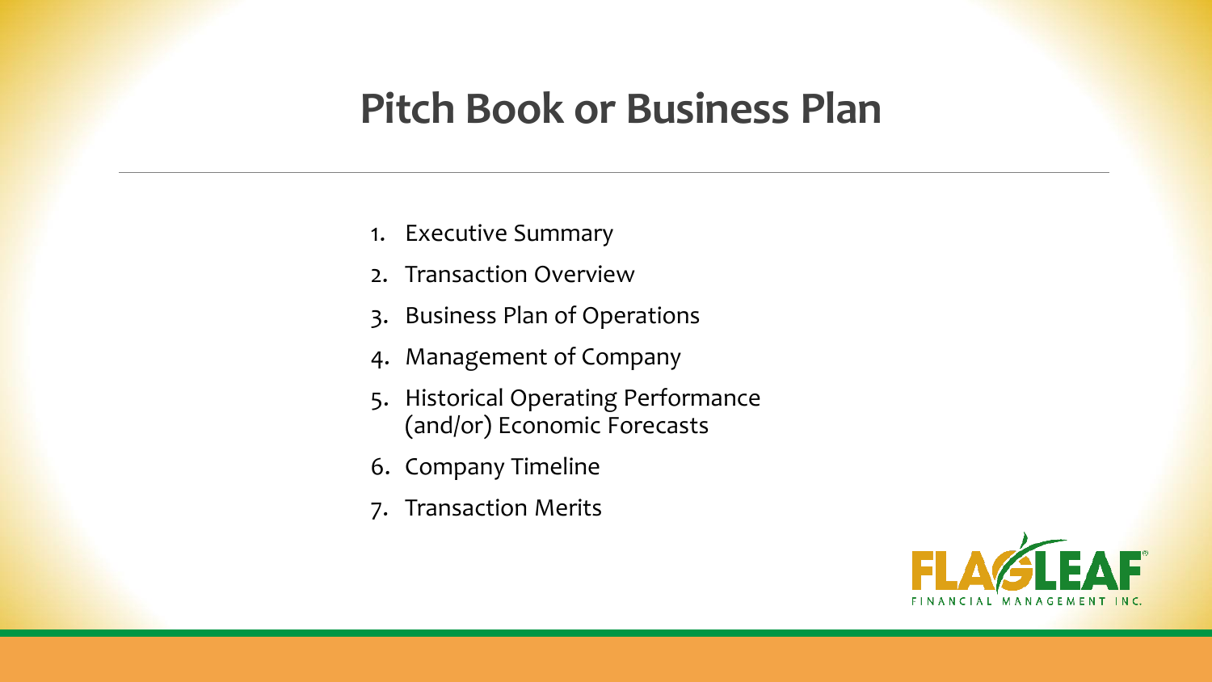# Pitch Book or Business Plan

1. Executive Summary
2. Transaction Overview
3. Business Plan of Operations
4. Management of Company
5. Historical Operating Performance (and/or) Economic Forecasts
6. Company Timeline
7. Transaction Merits

FLAGLEAF FINANCIAL MANAGEMENT INC.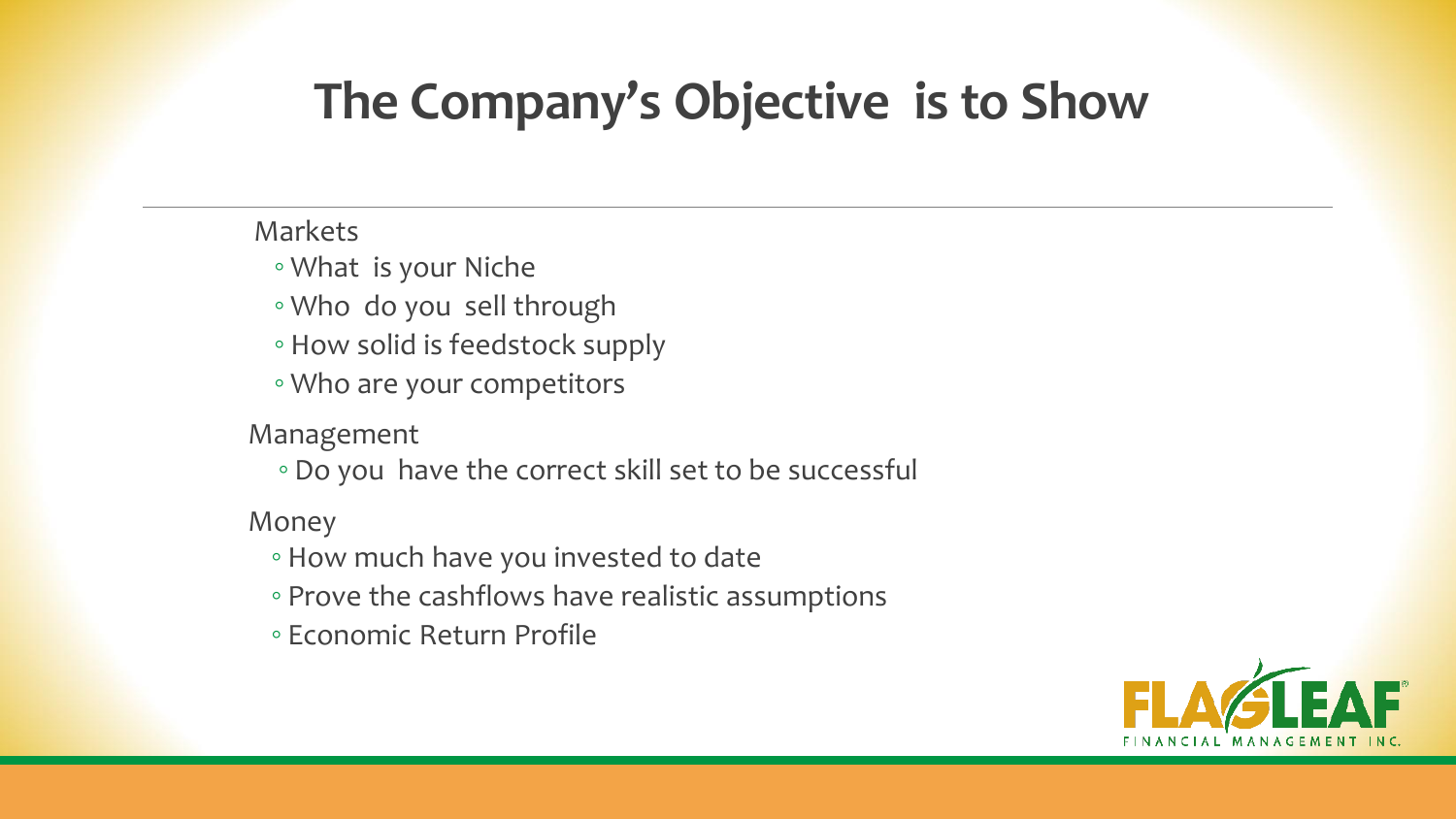# The Company's Objective is to Show

Markets

- What is your Niche
- Who do you sell through
- How solid is feedstock supply
- Who are your competitors

Management

- Do you have the correct skill set to be successful

Money

- How much have you invested to date
- Prove the cashflows have realistic assumptions
- Economic Return Profile

FLAGLEAF FINANCIAL MANAGEMENT INC.